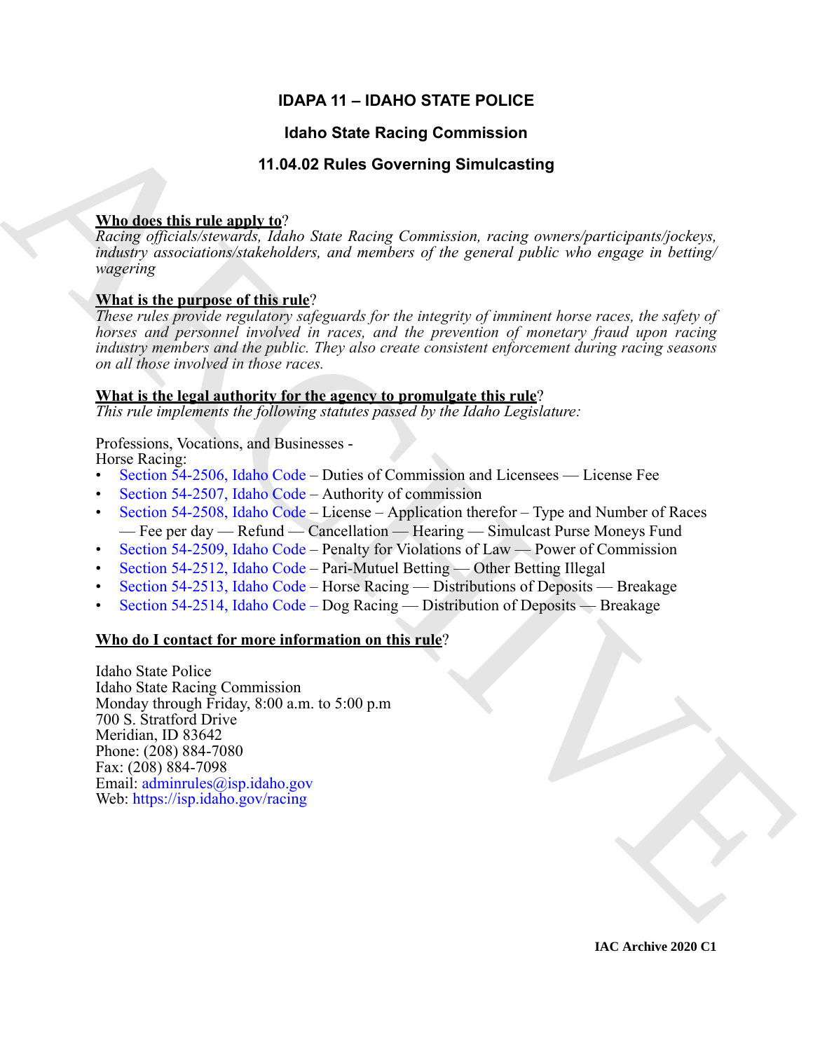# IDAPA 11 – IDAHO STATE POLICE

## Idaho State Racing Commission

## 11.04.02 Rules Governing Simulcasting

**Who does this rule apply to**?

*Racing officials/stewards, Idaho State Racing Commission, racing owners/participants/jockeys, industry associations/stakeholders, and members of the general public who engage in betting/wagering*

**What is the purpose of this rule**?

*These rules provide regulatory safeguards for the integrity of imminent horse races, the safety of horses and personnel involved in races, and the prevention of monetary fraud upon racing industry members and the public. They also create consistent enforcement during racing seasons on all those involved in those races.*

**What is the legal authority for the agency to promulgate this rule**?

*This rule implements the following statutes passed by the Idaho Legislature:*

Professions, Vocations, and Businesses - Horse Racing:

- Section 54-2506, Idaho Code – Duties of Commission and Licensees — License Fee
- Section 54-2507, Idaho Code – Authority of commission
- Section 54-2508, Idaho Code – License – Application therefor – Type and Number of Races — Fee per day — Refund — Cancellation — Hearing — Simulcast Purse Moneys Fund
- Section 54-2509, Idaho Code – Penalty for Violations of Law — Power of Commission
- Section 54-2512, Idaho Code – Pari-Mutuel Betting — Other Betting Illegal
- Section 54-2513, Idaho Code – Horse Racing — Distributions of Deposits — Breakage
- Section 54-2514, Idaho Code – Dog Racing — Distribution of Deposits — Breakage

**Who do I contact for more information on this rule**?

Idaho State Police
Idaho State Racing Commission
Monday through Friday, 8:00 a.m. to 5:00 p.m
700 S. Stratford Drive
Meridian, ID 83642
Phone: (208) 884-7080
Fax: (208) 884-7098
Email: adminrules@isp.idaho.gov
Web: https://isp.idaho.gov/racing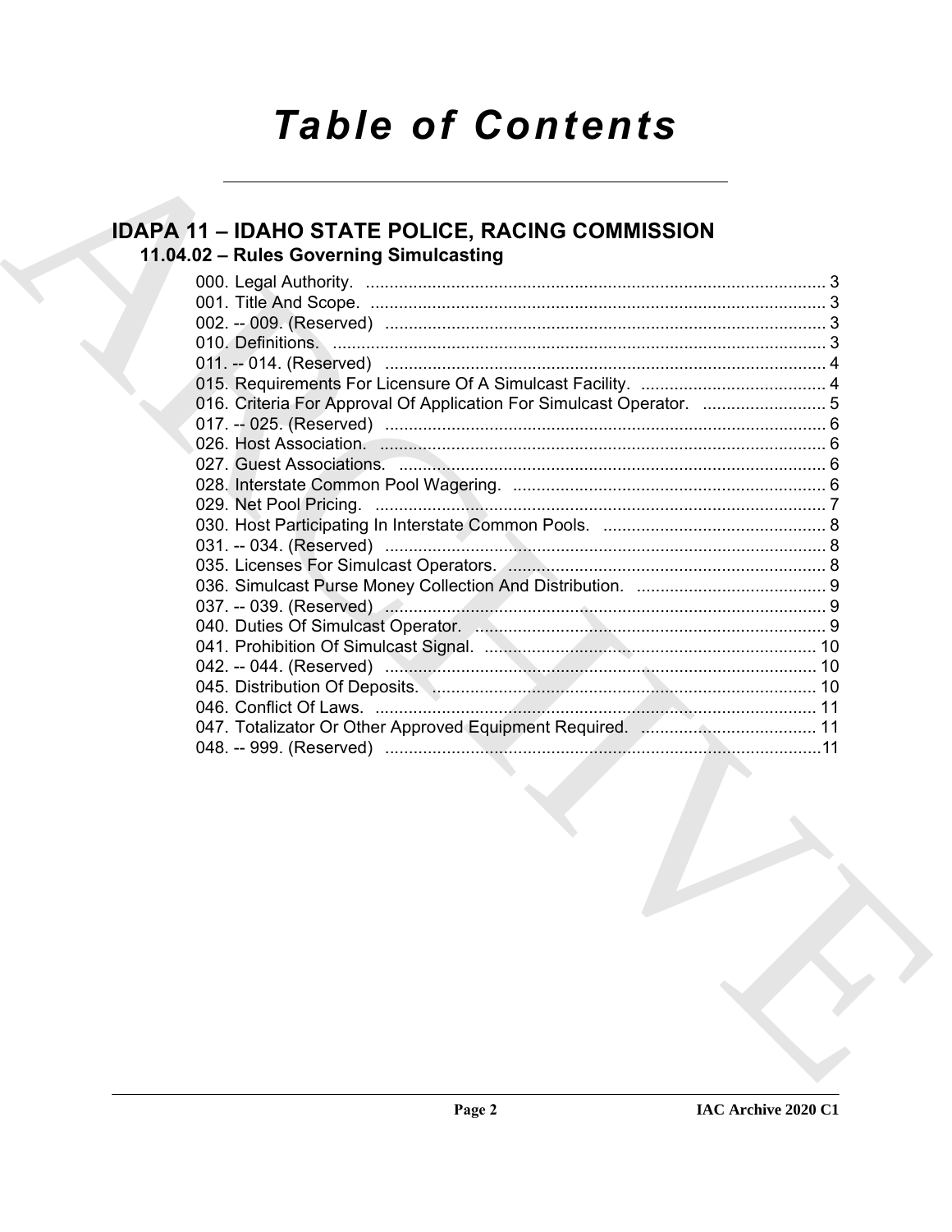# Table of Contents

## IDAPA 11 – IDAHO STATE POLICE, RACING COMMISSION

### 11.04.02 – Rules Governing Simulcasting

000. Legal Authority. ........................................................................................ 3
001. Title And Scope. ........................................................................................ 3
002. -- 009. (Reserved) ........................................................................................ 3
010. Definitions. ........................................................................................ 3
011. -- 014. (Reserved) ........................................................................................ 4
015. Requirements For Licensure Of A Simulcast Facility. ........................................ 4
016. Criteria For Approval Of Application For Simulcast Operator. .......................... 5
017. -- 025. (Reserved) ........................................................................................ 6
026. Host Association. ........................................................................................ 6
027. Guest Associations. ........................................................................................ 6
028. Interstate Common Pool Wagering. ........................................................................................ 6
029. Net Pool Pricing. ........................................................................................ 7
030. Host Participating In Interstate Common Pools. ........................................ 8
031. -- 034. (Reserved) ........................................................................................ 8
035. Licenses For Simulcast Operators. ........................................................................................ 8
036. Simulcast Purse Money Collection And Distribution. ........................................ 9
037. -- 039. (Reserved) ........................................................................................ 9
040. Duties Of Simulcast Operator. ........................................................................................ 9
041. Prohibition Of Simulcast Signal. ........................................................................................ 10
042. -- 044. (Reserved) ........................................................................................ 10
045. Distribution Of Deposits. ........................................................................................ 10
046. Conflict Of Laws. ........................................................................................ 11
047. Totalizator Or Other Approved Equipment Required. ........................................ 11
048. -- 999. (Reserved) ........................................................................................ 11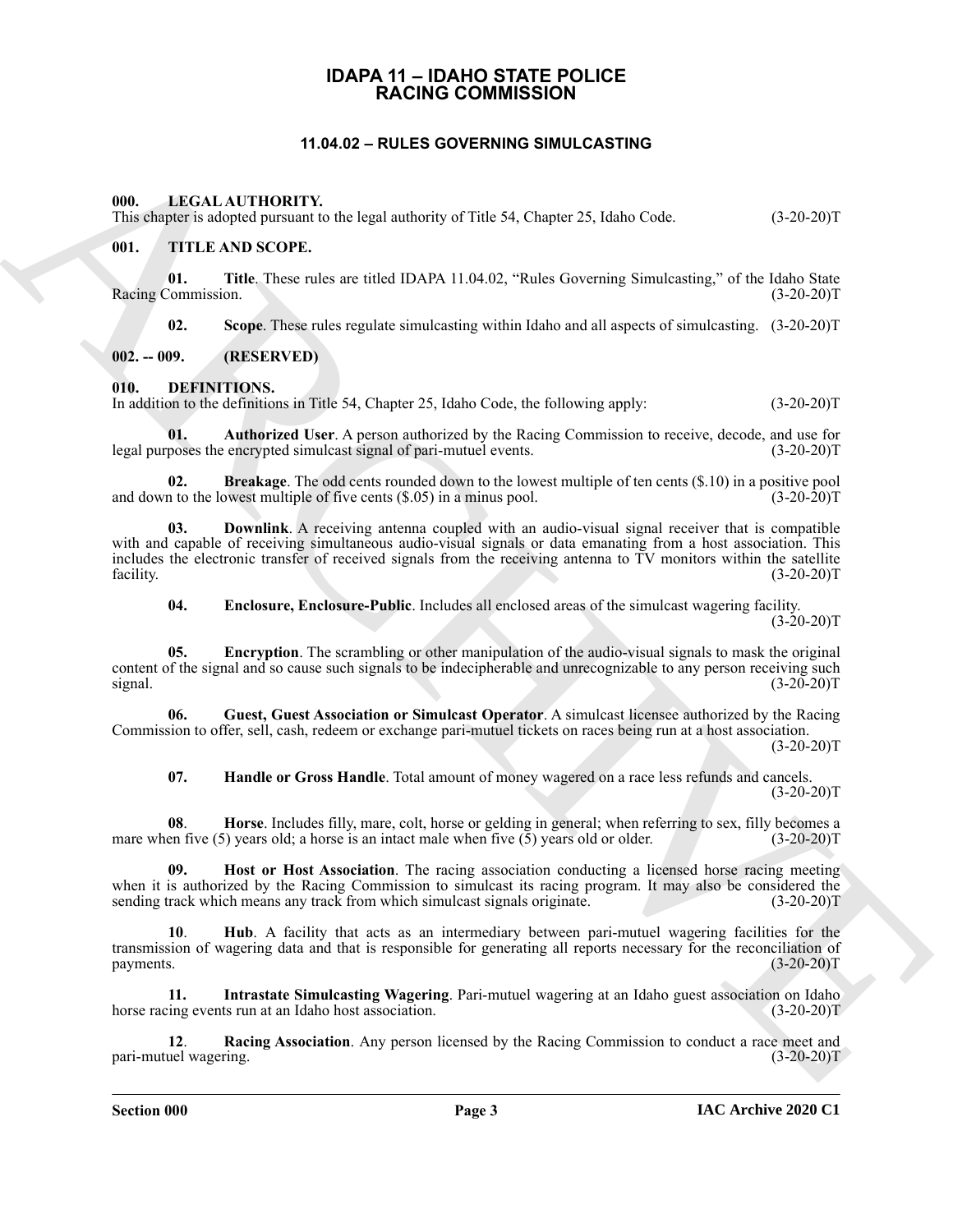# IDAPA 11 – IDAHO STATE POLICE RACING COMMISSION

## 11.04.02 – RULES GOVERNING SIMULCASTING

**000. LEGAL AUTHORITY.**

This chapter is adopted pursuant to the legal authority of Title 54, Chapter 25, Idaho Code. (3-20-20)T

**001. TITLE AND SCOPE.**

**01. Title**. These rules are titled IDAPA 11.04.02, "Rules Governing Simulcasting," of the Idaho State Racing Commission. (3-20-20)T

**02. Scope**. These rules regulate simulcasting within Idaho and all aspects of simulcasting. (3-20-20)T

**002. -- 009. (RESERVED)**

**010. DEFINITIONS.**

In addition to the definitions in Title 54, Chapter 25, Idaho Code, the following apply: (3-20-20)T

**01. Authorized User**. A person authorized by the Racing Commission to receive, decode, and use for legal purposes the encrypted simulcast signal of pari-mutuel events. (3-20-20)T

**02. Breakage**. The odd cents rounded down to the lowest multiple of ten cents ($.10) in a positive pool and down to the lowest multiple of five cents ($.05) in a minus pool. (3-20-20)T

**03. Downlink**. A receiving antenna coupled with an audio-visual signal receiver that is compatible with and capable of receiving simultaneous audio-visual signals or data emanating from a host association. This includes the electronic transfer of received signals from the receiving antenna to TV monitors within the satellite facility. (3-20-20)T

**04. Enclosure, Enclosure-Public**. Includes all enclosed areas of the simulcast wagering facility. (3-20-20)T

**05. Encryption**. The scrambling or other manipulation of the audio-visual signals to mask the original content of the signal and so cause such signals to be indecipherable and unrecognizable to any person receiving such signal. (3-20-20)T

**06. Guest, Guest Association or Simulcast Operator**. A simulcast licensee authorized by the Racing Commission to offer, sell, cash, redeem or exchange pari-mutuel tickets on races being run at a host association. (3-20-20)T

**07. Handle or Gross Handle**. Total amount of money wagered on a race less refunds and cancels. (3-20-20)T

**08**. **Horse**. Includes filly, mare, colt, horse or gelding in general; when referring to sex, filly becomes a mare when five (5) years old; a horse is an intact male when five (5) years old or older. (3-20-20)T

**09. Host or Host Association**. The racing association conducting a licensed horse racing meeting when it is authorized by the Racing Commission to simulcast its racing program. It may also be considered the sending track which means any track from which simulcast signals originate. (3-20-20)T

**10**. **Hub**. A facility that acts as an intermediary between pari-mutuel wagering facilities for the transmission of wagering data and that is responsible for generating all reports necessary for the reconciliation of payments. (3-20-20)T

**11. Intrastate Simulcasting Wagering**. Pari-mutuel wagering at an Idaho guest association on Idaho horse racing events run at an Idaho host association. (3-20-20)T

**12**. **Racing Association**. Any person licensed by the Racing Commission to conduct a race meet and pari-mutuel wagering. (3-20-20)T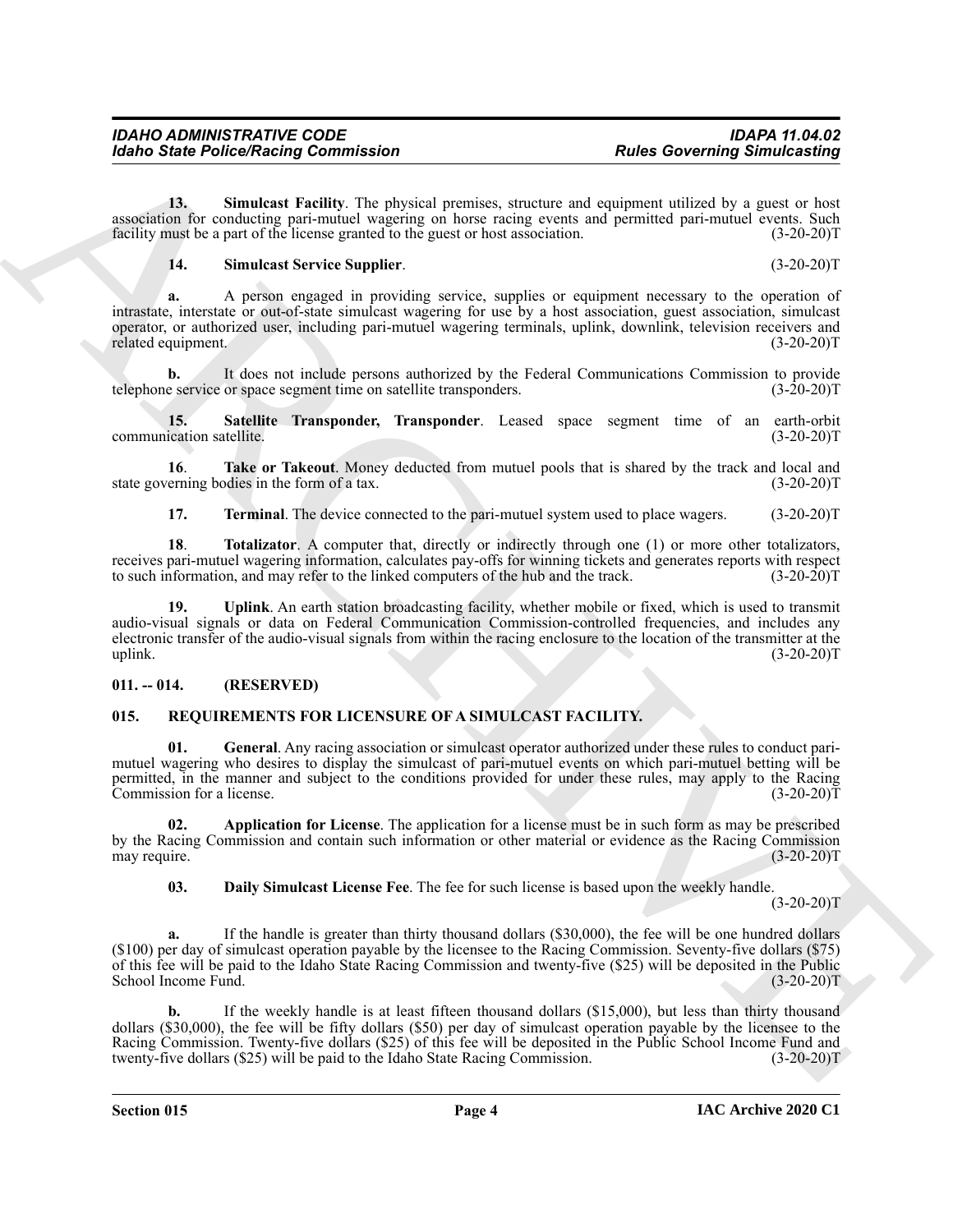**13. Simulcast Facility**. The physical premises, structure and equipment utilized by a guest or host association for conducting pari-mutuel wagering on horse racing events and permitted pari-mutuel events. Such facility must be a part of the license granted to the guest or host association. (3-20-20)T

**14. Simulcast Service Supplier**. (3-20-20)T

**a.** A person engaged in providing service, supplies or equipment necessary to the operation of intrastate, interstate or out-of-state simulcast wagering for use by a host association, guest association, simulcast operator, or authorized user, including pari-mutuel wagering terminals, uplink, downlink, television receivers and related equipment. (3-20-20)T

**b.** It does not include persons authorized by the Federal Communications Commission to provide telephone service or space segment time on satellite transponders. (3-20-20)T

**15. Satellite Transponder, Transponder**. Leased space segment time of an earth-orbit communication satellite. (3-20-20)T

**16**. **Take or Takeout**. Money deducted from mutuel pools that is shared by the track and local and state governing bodies in the form of a tax. (3-20-20)T

**17. Terminal**. The device connected to the pari-mutuel system used to place wagers. (3-20-20)T

**18**. **Totalizator**. A computer that, directly or indirectly through one (1) or more other totalizators, receives pari-mutuel wagering information, calculates pay-offs for winning tickets and generates reports with respect to such information, and may refer to the linked computers of the hub and the track. (3-20-20)T

**19. Uplink**. An earth station broadcasting facility, whether mobile or fixed, which is used to transmit audio-visual signals or data on Federal Communication Commission-controlled frequencies, and includes any electronic transfer of the audio-visual signals from within the racing enclosure to the location of the transmitter at the uplink. (3-20-20)T

## 011. -- 014. (RESERVED)

## 015. REQUIREMENTS FOR LICENSURE OF A SIMULCAST FACILITY.

**01. General**. Any racing association or simulcast operator authorized under these rules to conduct pari-mutuel wagering who desires to display the simulcast of pari-mutuel events on which pari-mutuel betting will be permitted, in the manner and subject to the conditions provided for under these rules, may apply to the Racing Commission for a license. (3-20-20)T

**02. Application for License**. The application for a license must be in such form as may be prescribed by the Racing Commission and contain such information or other material or evidence as the Racing Commission may require. (3-20-20)T

**03. Daily Simulcast License Fee**. The fee for such license is based upon the weekly handle. (3-20-20)T

**a.** If the handle is greater than thirty thousand dollars ($30,000), the fee will be one hundred dollars ($100) per day of simulcast operation payable by the licensee to the Racing Commission. Seventy-five dollars ($75) of this fee will be paid to the Idaho State Racing Commission and twenty-five ($25) will be deposited in the Public School Income Fund. (3-20-20)T

**b.** If the weekly handle is at least fifteen thousand dollars ($15,000), but less than thirty thousand dollars ($30,000), the fee will be fifty dollars ($50) per day of simulcast operation payable by the licensee to the Racing Commission. Twenty-five dollars ($25) of this fee will be deposited in the Public School Income Fund and twenty-five dollars ($25) will be paid to the Idaho State Racing Commission. (3-20-20)T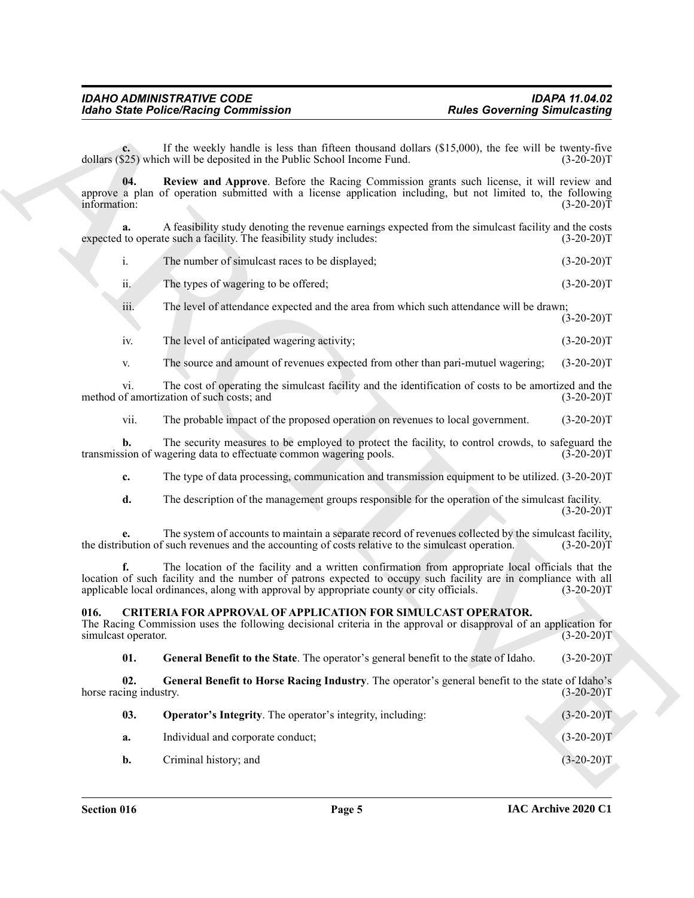**c.** If the weekly handle is less than fifteen thousand dollars ($15,000), the fee will be twenty-five dollars ($25) which will be deposited in the Public School Income Fund. (3-20-20)T

**04. Review and Approve**. Before the Racing Commission grants such license, it will review and approve a plan of operation submitted with a license application including, but not limited to, the following information: (3-20-20)T

**a.** A feasibility study denoting the revenue earnings expected from the simulcast facility and the costs expected to operate such a facility. The feasibility study includes: (3-20-20)T

i. The number of simulcast races to be displayed; (3-20-20)T

ii. The types of wagering to be offered; (3-20-20)T

iii. The level of attendance expected and the area from which such attendance will be drawn; (3-20-20)T

iv. The level of anticipated wagering activity; (3-20-20)T

v. The source and amount of revenues expected from other than pari-mutuel wagering; (3-20-20)T

vi. The cost of operating the simulcast facility and the identification of costs to be amortized and the method of amortization of such costs; and (3-20-20)T

vii. The probable impact of the proposed operation on revenues to local government. (3-20-20)T

**b.** The security measures to be employed to protect the facility, to control crowds, to safeguard the transmission of wagering data to effectuate common wagering pools. (3-20-20)T

**c.** The type of data processing, communication and transmission equipment to be utilized. (3-20-20)T

**d.** The description of the management groups responsible for the operation of the simulcast facility. (3-20-20)T

**e.** The system of accounts to maintain a separate record of revenues collected by the simulcast facility, the distribution of such revenues and the accounting of costs relative to the simulcast operation. (3-20-20)T

**f.** The location of the facility and a written confirmation from appropriate local officials that the location of such facility and the number of patrons expected to occupy such facility are in compliance with all applicable local ordinances, along with approval by appropriate county or city officials. (3-20-20)T

### 016. CRITERIA FOR APPROVAL OF APPLICATION FOR SIMULCAST OPERATOR.

The Racing Commission uses the following decisional criteria in the approval or disapproval of an application for simulcast operator. (3-20-20)T

**01. General Benefit to the State**. The operator's general benefit to the state of Idaho. (3-20-20)T

**02. General Benefit to Horse Racing Industry**. The operator's general benefit to the state of Idaho's horse racing industry. (3-20-20)T

**03. Operator's Integrity**. The operator's integrity, including: (3-20-20)T

**a.** Individual and corporate conduct; (3-20-20)T

**b.** Criminal history; and (3-20-20)T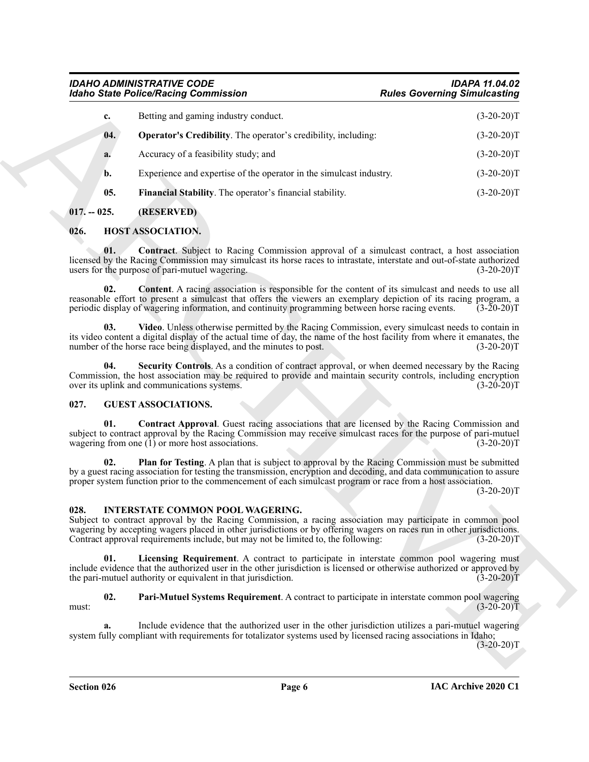**c.** Betting and gaming industry conduct. (3-20-20)T

**04. Operator's Credibility**. The operator's credibility, including: (3-20-20)T

**a.** Accuracy of a feasibility study; and (3-20-20)T

**b.** Experience and expertise of the operator in the simulcast industry. (3-20-20)T

**05. Financial Stability**. The operator's financial stability. (3-20-20)T

## 017. -- 025. (RESERVED)

## 026. HOST ASSOCIATION.

**01. Contract**. Subject to Racing Commission approval of a simulcast contract, a host association licensed by the Racing Commission may simulcast its horse races to intrastate, interstate and out-of-state authorized users for the purpose of pari-mutuel wagering. (3-20-20)T

**02. Content**. A racing association is responsible for the content of its simulcast and needs to use all reasonable effort to present a simulcast that offers the viewers an exemplary depiction of its racing program, a periodic display of wagering information, and continuity programming between horse racing events. (3-20-20)T

**03. Video**. Unless otherwise permitted by the Racing Commission, every simulcast needs to contain in its video content a digital display of the actual time of day, the name of the host facility from where it emanates, the number of the horse race being displayed, and the minutes to post. (3-20-20)T

**04. Security Controls**. As a condition of contract approval, or when deemed necessary by the Racing Commission, the host association may be required to provide and maintain security controls, including encryption over its uplink and communications systems. (3-20-20)T

## 027. GUEST ASSOCIATIONS.

**01. Contract Approval**. Guest racing associations that are licensed by the Racing Commission and subject to contract approval by the Racing Commission may receive simulcast races for the purpose of pari-mutuel wagering from one (1) or more host associations. (3-20-20)T

**02. Plan for Testing**. A plan that is subject to approval by the Racing Commission must be submitted by a guest racing association for testing the transmission, encryption and decoding, and data communication to assure proper system function prior to the commencement of each simulcast program or race from a host association. (3-20-20)T

## 028. INTERSTATE COMMON POOL WAGERING.

Subject to contract approval by the Racing Commission, a racing association may participate in common pool wagering by accepting wagers placed in other jurisdictions or by offering wagers on races run in other jurisdictions. Contract approval requirements include, but may not be limited to, the following: (3-20-20)T

**01. Licensing Requirement**. A contract to participate in interstate common pool wagering must include evidence that the authorized user in the other jurisdiction is licensed or otherwise authorized or approved by the pari-mutuel authority or equivalent in that jurisdiction. (3-20-20)T

**02. Pari-Mutuel Systems Requirement**. A contract to participate in interstate common pool wagering must: (3-20-20)T

**a.** Include evidence that the authorized user in the other jurisdiction utilizes a pari-mutuel wagering system fully compliant with requirements for totalizator systems used by licensed racing associations in Idaho; (3-20-20)T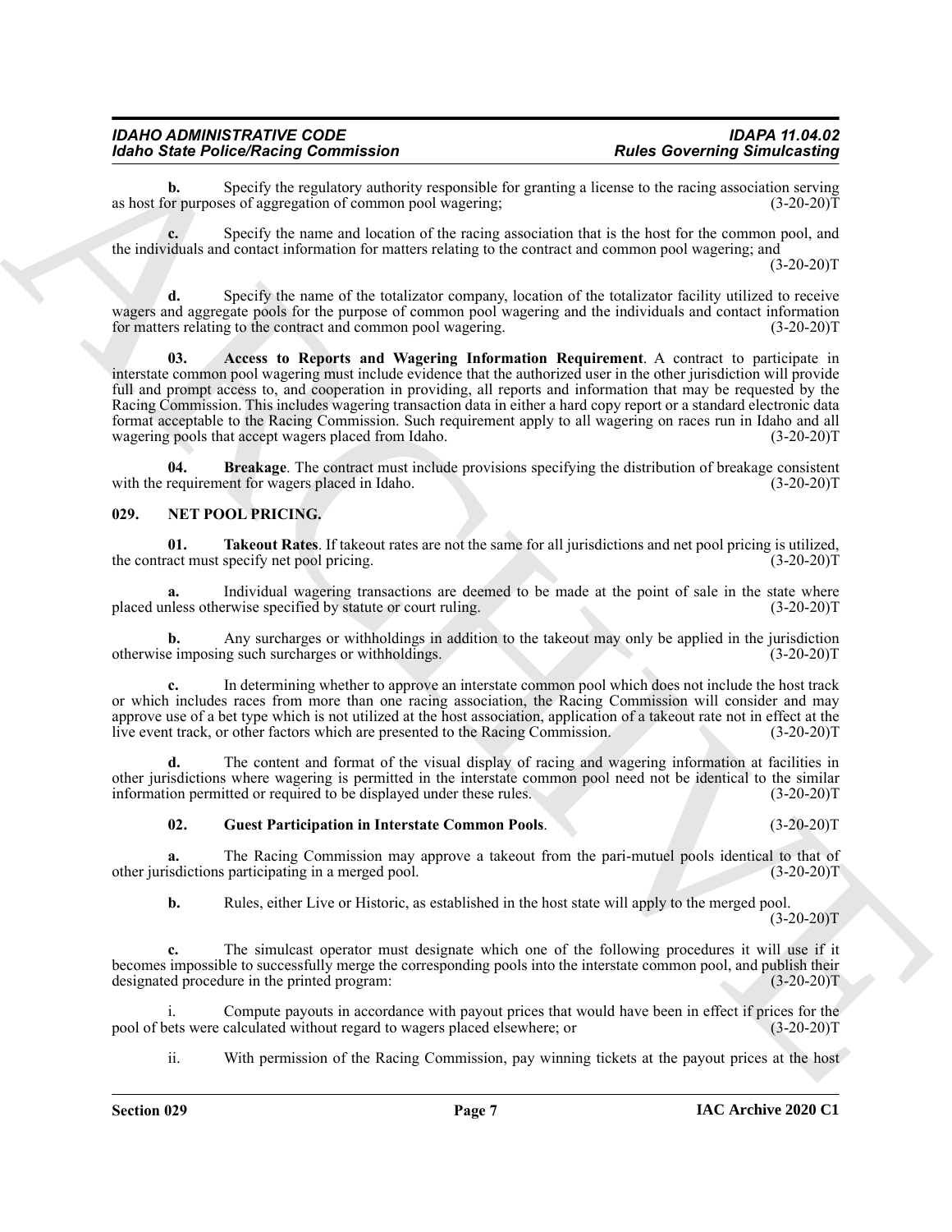**b.** Specify the regulatory authority responsible for granting a license to the racing association serving as host for purposes of aggregation of common pool wagering; (3-20-20)T

**c.** Specify the name and location of the racing association that is the host for the common pool, and the individuals and contact information for matters relating to the contract and common pool wagering; and (3-20-20)T

**d.** Specify the name of the totalizator company, location of the totalizator facility utilized to receive wagers and aggregate pools for the purpose of common pool wagering and the individuals and contact information for matters relating to the contract and common pool wagering. (3-20-20)T

**03. Access to Reports and Wagering Information Requirement**. A contract to participate in interstate common pool wagering must include evidence that the authorized user in the other jurisdiction will provide full and prompt access to, and cooperation in providing, all reports and information that may be requested by the Racing Commission. This includes wagering transaction data in either a hard copy report or a standard electronic data format acceptable to the Racing Commission. Such requirement apply to all wagering on races run in Idaho and all wagering pools that accept wagers placed from Idaho. (3-20-20)T

**04. Breakage**. The contract must include provisions specifying the distribution of breakage consistent with the requirement for wagers placed in Idaho. (3-20-20)T

## 029. NET POOL PRICING.

**01. Takeout Rates**. If takeout rates are not the same for all jurisdictions and net pool pricing is utilized, the contract must specify net pool pricing. (3-20-20)T

**a.** Individual wagering transactions are deemed to be made at the point of sale in the state where placed unless otherwise specified by statute or court ruling. (3-20-20)T

**b.** Any surcharges or withholdings in addition to the takeout may only be applied in the jurisdiction otherwise imposing such surcharges or withholdings. (3-20-20)T

**c.** In determining whether to approve an interstate common pool which does not include the host track or which includes races from more than one racing association, the Racing Commission will consider and may approve use of a bet type which is not utilized at the host association, application of a takeout rate not in effect at the live event track, or other factors which are presented to the Racing Commission. (3-20-20)T

**d.** The content and format of the visual display of racing and wagering information at facilities in other jurisdictions where wagering is permitted in the interstate common pool need not be identical to the similar information permitted or required to be displayed under these rules. (3-20-20)T

**02. Guest Participation in Interstate Common Pools**. (3-20-20)T

**a.** The Racing Commission may approve a takeout from the pari-mutuel pools identical to that of other jurisdictions participating in a merged pool. (3-20-20)T

**b.** Rules, either Live or Historic, as established in the host state will apply to the merged pool. (3-20-20)T

**c.** The simulcast operator must designate which one of the following procedures it will use if it becomes impossible to successfully merge the corresponding pools into the interstate common pool, and publish their designated procedure in the printed program: (3-20-20)T

i. Compute payouts in accordance with payout prices that would have been in effect if prices for the pool of bets were calculated without regard to wagers placed elsewhere; or (3-20-20)T

ii. With permission of the Racing Commission, pay winning tickets at the payout prices at the host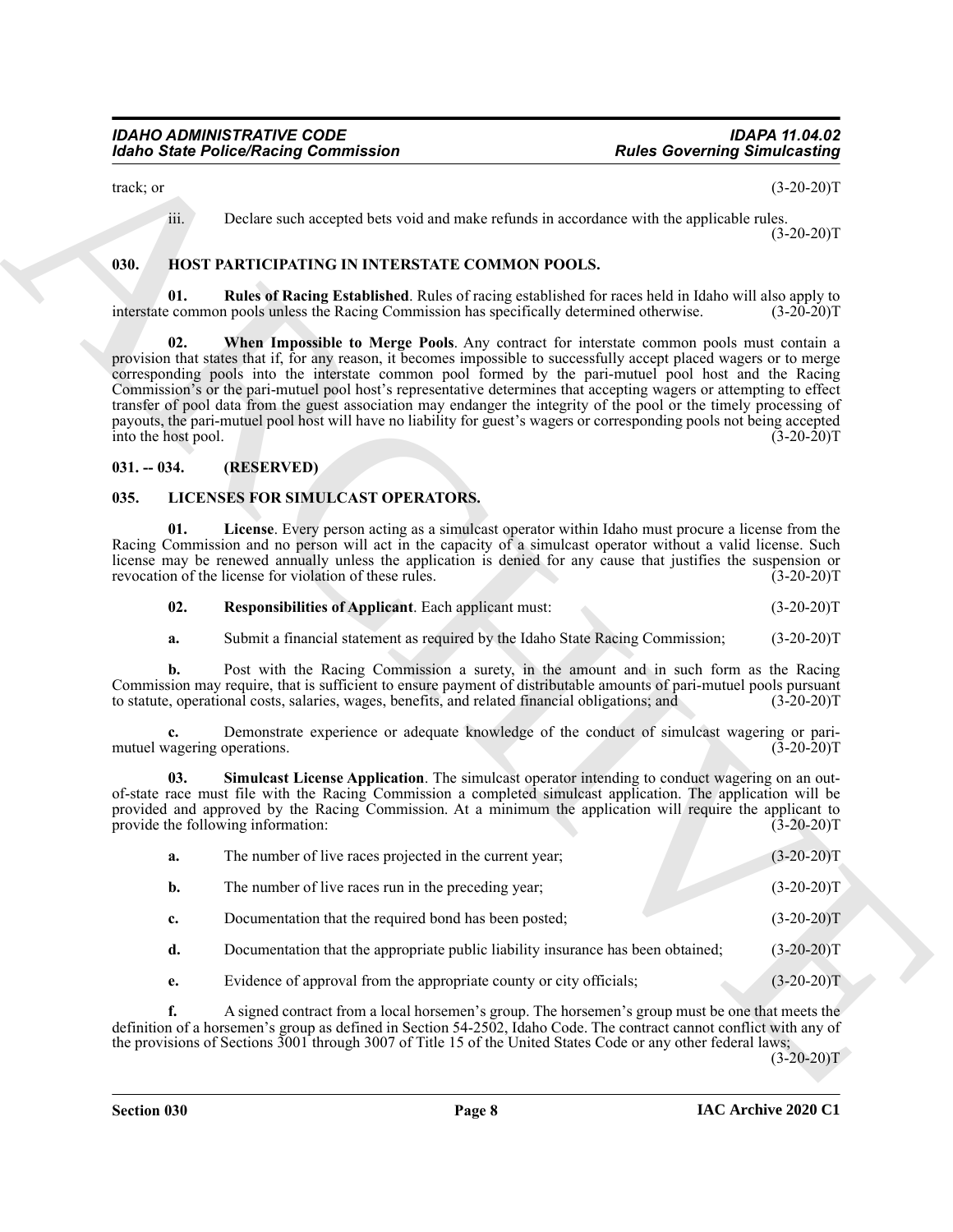track; or (3-20-20)T

iii. Declare such accepted bets void and make refunds in accordance with the applicable rules. (3-20-20)T

### 030. HOST PARTICIPATING IN INTERSTATE COMMON POOLS.

**01. Rules of Racing Established**. Rules of racing established for races held in Idaho will also apply to interstate common pools unless the Racing Commission has specifically determined otherwise. (3-20-20)T

**02. When Impossible to Merge Pools**. Any contract for interstate common pools must contain a provision that states that if, for any reason, it becomes impossible to successfully accept placed wagers or to merge corresponding pools into the interstate common pool formed by the pari-mutuel pool host and the Racing Commission's or the pari-mutuel pool host's representative determines that accepting wagers or attempting to effect transfer of pool data from the guest association may endanger the integrity of the pool or the timely processing of payouts, the pari-mutuel pool host will have no liability for guest's wagers or corresponding pools not being accepted into the host pool. (3-20-20)T

### 031. -- 034. (RESERVED)

### 035. LICENSES FOR SIMULCAST OPERATORS.

**01. License**. Every person acting as a simulcast operator within Idaho must procure a license from the Racing Commission and no person will act in the capacity of a simulcast operator without a valid license. Such license may be renewed annually unless the application is denied for any cause that justifies the suspension or revocation of the license for violation of these rules. (3-20-20)T

**02. Responsibilities of Applicant**. Each applicant must: (3-20-20)T

**a.** Submit a financial statement as required by the Idaho State Racing Commission; (3-20-20)T

**b.** Post with the Racing Commission a surety, in the amount and in such form as the Racing Commission may require, that is sufficient to ensure payment of distributable amounts of pari-mutuel pools pursuant to statute, operational costs, salaries, wages, benefits, and related financial obligations; and (3-20-20)T

**c.** Demonstrate experience or adequate knowledge of the conduct of simulcast wagering or pari-mutuel wagering operations. (3-20-20)T

**03. Simulcast License Application**. The simulcast operator intending to conduct wagering on an out-of-state race must file with the Racing Commission a completed simulcast application. The application will be provided and approved by the Racing Commission. At a minimum the application will require the applicant to provide the following information: (3-20-20)T

**a.** The number of live races projected in the current year; (3-20-20)T

**b.** The number of live races run in the preceding year; (3-20-20)T

**c.** Documentation that the required bond has been posted; (3-20-20)T

**d.** Documentation that the appropriate public liability insurance has been obtained; (3-20-20)T

**e.** Evidence of approval from the appropriate county or city officials; (3-20-20)T

**f.** A signed contract from a local horsemen's group. The horsemen's group must be one that meets the definition of a horsemen's group as defined in Section 54-2502, Idaho Code. The contract cannot conflict with any of the provisions of Sections 3001 through 3007 of Title 15 of the United States Code or any other federal laws; (3-20-20)T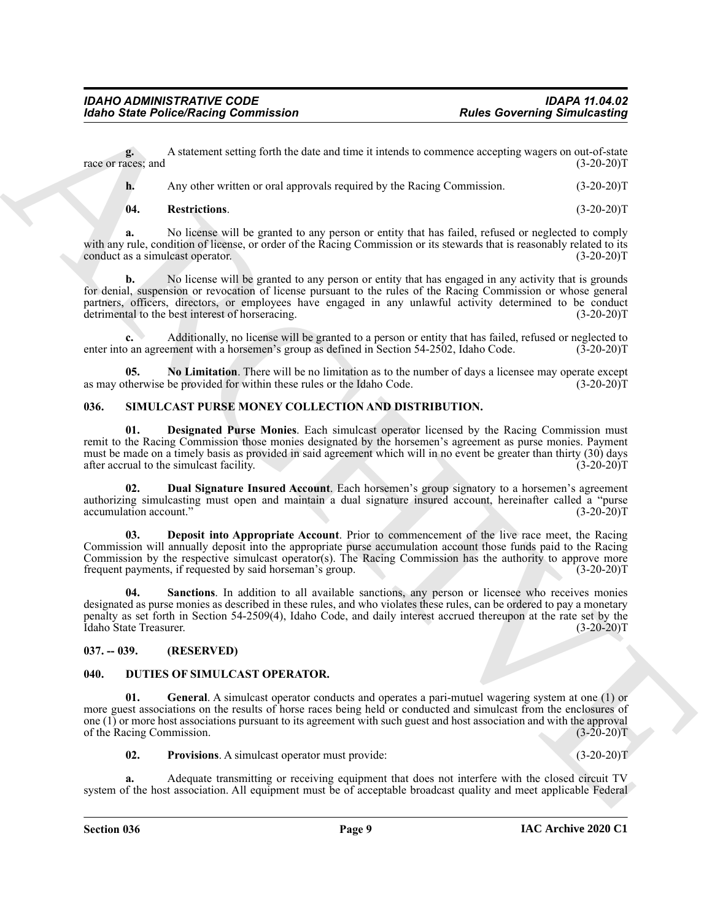**g.** A statement setting forth the date and time it intends to commence accepting wagers on out-of-state race or races; and (3-20-20)T

**h.** Any other written or oral approvals required by the Racing Commission. (3-20-20)T

**04. Restrictions**. (3-20-20)T

**a.** No license will be granted to any person or entity that has failed, refused or neglected to comply with any rule, condition of license, or order of the Racing Commission or its stewards that is reasonably related to its conduct as a simulcast operator. (3-20-20)T

**b.** No license will be granted to any person or entity that has engaged in any activity that is grounds for denial, suspension or revocation of license pursuant to the rules of the Racing Commission or whose general partners, officers, directors, or employees have engaged in any unlawful activity determined to be conduct detrimental to the best interest of horseracing. (3-20-20)T

**c.** Additionally, no license will be granted to a person or entity that has failed, refused or neglected to enter into an agreement with a horsemen's group as defined in Section 54-2502, Idaho Code. (3-20-20)T

**05. No Limitation**. There will be no limitation as to the number of days a licensee may operate except as may otherwise be provided for within these rules or the Idaho Code. (3-20-20)T

## 036. SIMULCAST PURSE MONEY COLLECTION AND DISTRIBUTION.

**01. Designated Purse Monies**. Each simulcast operator licensed by the Racing Commission must remit to the Racing Commission those monies designated by the horsemen's agreement as purse monies. Payment must be made on a timely basis as provided in said agreement which will in no event be greater than thirty (30) days after accrual to the simulcast facility. (3-20-20)T

**02. Dual Signature Insured Account**. Each horsemen's group signatory to a horsemen's agreement authorizing simulcasting must open and maintain a dual signature insured account, hereinafter called a "purse accumulation account." (3-20-20)T

**03. Deposit into Appropriate Account**. Prior to commencement of the live race meet, the Racing Commission will annually deposit into the appropriate purse accumulation account those funds paid to the Racing Commission by the respective simulcast operator(s). The Racing Commission has the authority to approve more frequent payments, if requested by said horseman's group. (3-20-20)T

**04. Sanctions**. In addition to all available sanctions, any person or licensee who receives monies designated as purse monies as described in these rules, and who violates these rules, can be ordered to pay a monetary penalty as set forth in Section 54-2509(4), Idaho Code, and daily interest accrued thereupon at the rate set by the Idaho State Treasurer. (3-20-20)T

## 037. -- 039. (RESERVED)

## 040. DUTIES OF SIMULCAST OPERATOR.

**01. General**. A simulcast operator conducts and operates a pari-mutuel wagering system at one (1) or more guest associations on the results of horse races being held or conducted and simulcast from the enclosures of one (1) or more host associations pursuant to its agreement with such guest and host association and with the approval of the Racing Commission. (3-20-20)T

**02. Provisions**. A simulcast operator must provide: (3-20-20)T

**a.** Adequate transmitting or receiving equipment that does not interfere with the closed circuit TV system of the host association. All equipment must be of acceptable broadcast quality and meet applicable Federal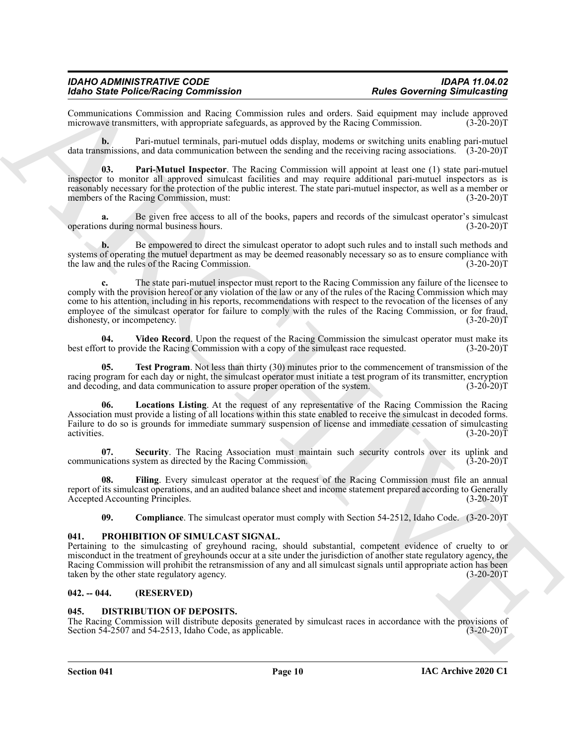Communications Commission and Racing Commission rules and orders. Said equipment may include approved microwave transmitters, with appropriate safeguards, as approved by the Racing Commission. (3-20-20)T

**b.** Pari-mutuel terminals, pari-mutuel odds display, modems or switching units enabling pari-mutuel data transmissions, and data communication between the sending and the receiving racing associations. (3-20-20)T

**03. Pari-Mutuel Inspector**. The Racing Commission will appoint at least one (1) state pari-mutuel inspector to monitor all approved simulcast facilities and may require additional pari-mutuel inspectors as is reasonably necessary for the protection of the public interest. The state pari-mutuel inspector, as well as a member or members of the Racing Commission, must: (3-20-20)T

**a.** Be given free access to all of the books, papers and records of the simulcast operator's simulcast operations during normal business hours. (3-20-20)T

**b.** Be empowered to direct the simulcast operator to adopt such rules and to install such methods and systems of operating the mutuel department as may be deemed reasonably necessary so as to ensure compliance with the law and the rules of the Racing Commission. (3-20-20)T

**c.** The state pari-mutuel inspector must report to the Racing Commission any failure of the licensee to comply with the provision hereof or any violation of the law or any of the rules of the Racing Commission which may come to his attention, including in his reports, recommendations with respect to the revocation of the licenses of any employee of the simulcast operator for failure to comply with the rules of the Racing Commission, or for fraud, dishonesty, or incompetency. (3-20-20)T

**04. Video Record**. Upon the request of the Racing Commission the simulcast operator must make its best effort to provide the Racing Commission with a copy of the simulcast race requested. (3-20-20)T

**05. Test Program**. Not less than thirty (30) minutes prior to the commencement of transmission of the racing program for each day or night, the simulcast operator must initiate a test program of its transmitter, encryption and decoding, and data communication to assure proper operation of the system. (3-20-20)T

**06. Locations Listing**. At the request of any representative of the Racing Commission the Racing Association must provide a listing of all locations within this state enabled to receive the simulcast in decoded forms. Failure to do so is grounds for immediate summary suspension of license and immediate cessation of simulcasting activities. (3-20-20)T

**07. Security**. The Racing Association must maintain such security controls over its uplink and communications system as directed by the Racing Commission. (3-20-20)T

**08. Filing**. Every simulcast operator at the request of the Racing Commission must file an annual report of its simulcast operations, and an audited balance sheet and income statement prepared according to Generally Accepted Accounting Principles. (3-20-20)T

**09. Compliance**. The simulcast operator must comply with Section 54-2512, Idaho Code. (3-20-20)T

## 041. PROHIBITION OF SIMULCAST SIGNAL.

Pertaining to the simulcasting of greyhound racing, should substantial, competent evidence of cruelty to or misconduct in the treatment of greyhounds occur at a site under the jurisdiction of another state regulatory agency, the Racing Commission will prohibit the retransmission of any and all simulcast signals until appropriate action has been taken by the other state regulatory agency. (3-20-20)T

## 042. -- 044. (RESERVED)

## 045. DISTRIBUTION OF DEPOSITS.

The Racing Commission will distribute deposits generated by simulcast races in accordance with the provisions of Section 54-2507 and 54-2513, Idaho Code, as applicable. (3-20-20)T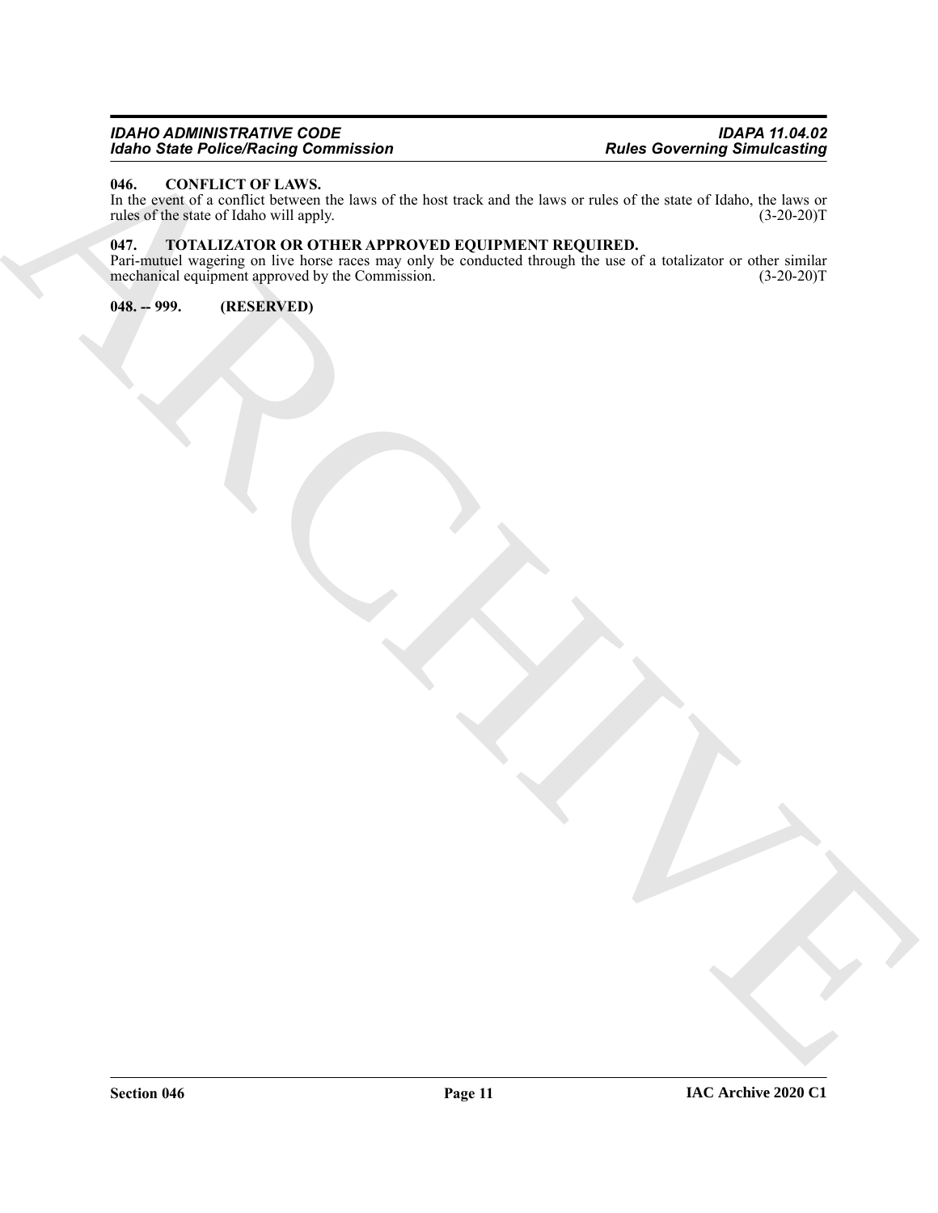### 046. CONFLICT OF LAWS.

In the event of a conflict between the laws of the host track and the laws or rules of the state of Idaho, the laws or rules of the state of Idaho will apply. (3-20-20)T

### 047. TOTALIZATOR OR OTHER APPROVED EQUIPMENT REQUIRED.

Pari-mutuel wagering on live horse races may only be conducted through the use of a totalizator or other similar mechanical equipment approved by the Commission. (3-20-20)T

### 048. -- 999. (RESERVED)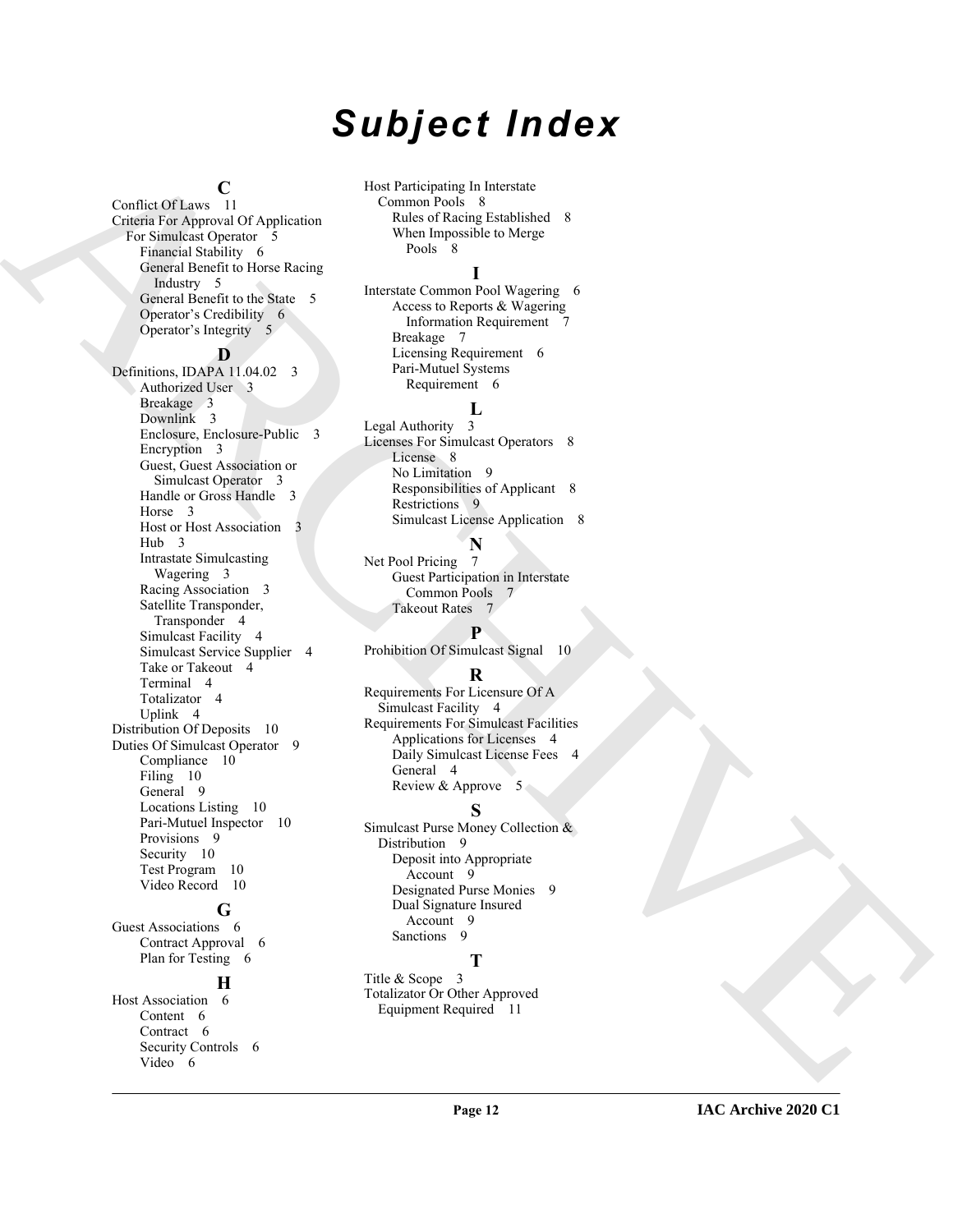# Subject Index

**C**

Conflict Of Laws 11
Criteria For Approval Of Application For Simulcast Operator 5
- Financial Stability 6
- General Benefit to Horse Racing Industry 5
- General Benefit to the State 5
- Operator's Credibility 6
- Operator's Integrity 5

**D**

Definitions, IDAPA 11.04.02 3
- Authorized User 3
- Breakage 3
- Downlink 3
- Enclosure, Enclosure-Public 3
- Encryption 3
- Guest, Guest Association or Simulcast Operator 3
- Handle or Gross Handle 3
- Horse 3
- Host or Host Association 3
- Hub 3
- Intrastate Simulcasting Wagering 3
- Racing Association 3
- Satellite Transponder, Transponder 4
- Simulcast Facility 4
- Simulcast Service Supplier 4
- Take or Takeout 4
- Terminal 4
- Totalizator 4
- Uplink 4

Distribution Of Deposits 10
Duties Of Simulcast Operator 9
- Compliance 10
- Filing 10
- General 9
- Locations Listing 10
- Pari-Mutuel Inspector 10
- Provisions 9
- Security 10
- Test Program 10
- Video Record 10

**G**

Guest Associations 6
- Contract Approval 6
- Plan for Testing 6

**H**

Host Association 6
- Content 6
- Contract 6
- Security Controls 6
- Video 6

Host Participating In Interstate Common Pools 8
- Rules of Racing Established 8
- When Impossible to Merge Pools 8

**I**

Interstate Common Pool Wagering 6
- Access to Reports & Wagering Information Requirement 7
- Breakage 7
- Licensing Requirement 6
- Pari-Mutuel Systems Requirement 6

**L**

Legal Authority 3
Licenses For Simulcast Operators 8
- License 8
- No Limitation 9
- Responsibilities of Applicant 8
- Restrictions 9
- Simulcast License Application 8

**N**

Net Pool Pricing 7
- Guest Participation in Interstate Common Pools 7
- Takeout Rates 7

**P**

Prohibition Of Simulcast Signal 10

**R**

Requirements For Licensure Of A Simulcast Facility 4
Requirements For Simulcast Facilities
- Applications for Licenses 4
- Daily Simulcast License Fees 4
- General 4
- Review & Approve 5

**S**

Simulcast Purse Money Collection & Distribution 9
- Deposit into Appropriate Account 9
- Designated Purse Monies 9
- Dual Signature Insured Account 9
- Sanctions 9

**T**

Title & Scope 3
Totalizator Or Other Approved Equipment Required 11